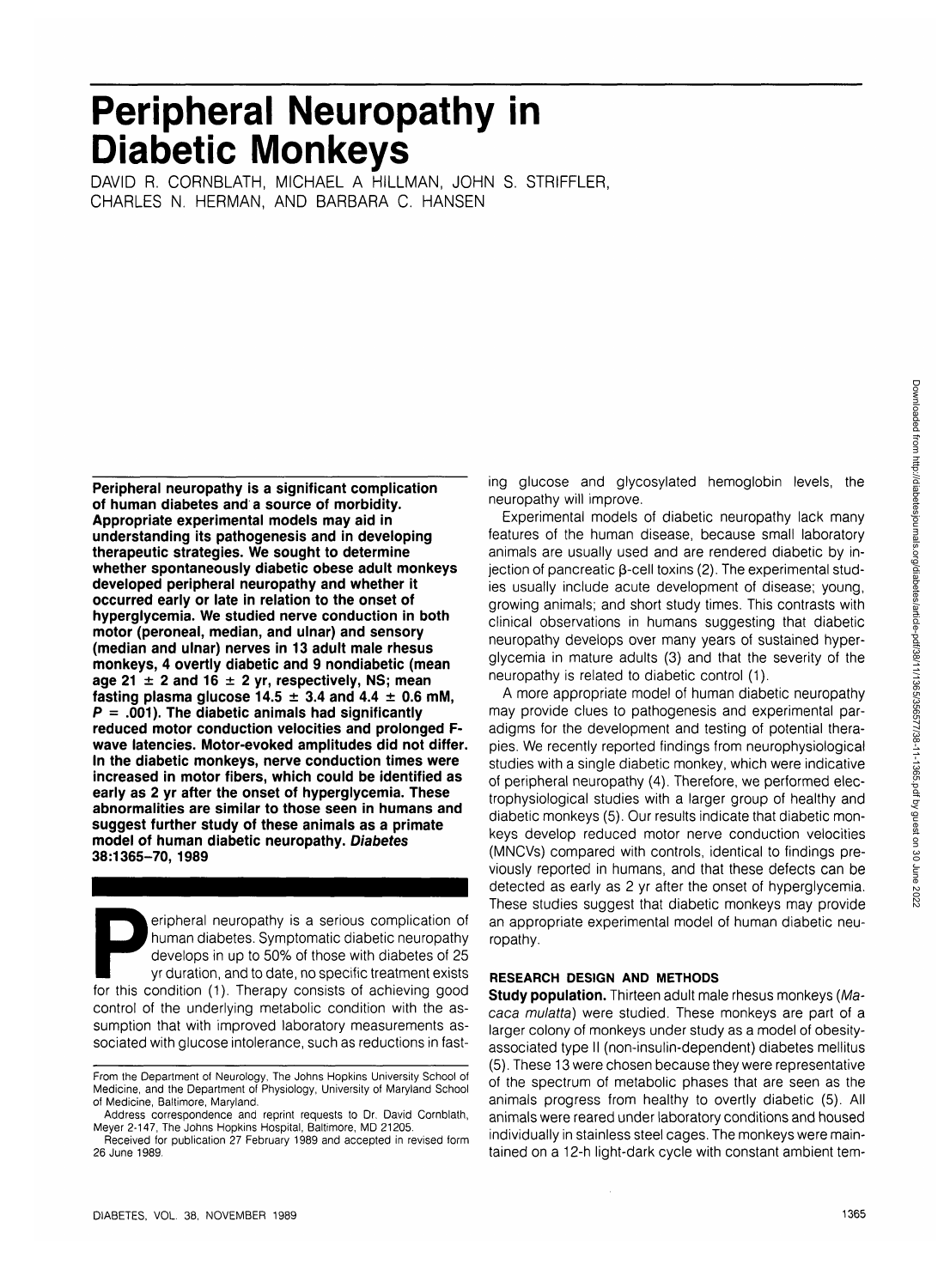# Peripheral Neuropathy in Diabetic Monkeys

DAVID R. CORNBLATH, MICHAEL A HILLMAN, JOHN S. STRIFFLER, CHARLES N. HERMAN, AND BARBARA C. HANSEN

**Peripheral neuropathy is a significant complication of human diabetes and a source of morbidity. Appropriate experimental models may aid in understanding its pathogenesis and in developing therapeutic strategies. We sought to determine whether spontaneously diabetic obese adult monkeys developed peripheral neuropathy and whether it occurred early or late in relation to the onset of hyperglycemia. We studied nerve conduction in both motor (peroneal, median, and ulnar) and sensory (median and ulnar) nerves in 13 adult male rhesus monkeys, 4 overtly diabetic and 9 nondiabetic (mean age 21 ± 2 and 16 ± 2 yr, respectively, NS; mean fasting plasma glucose 14.5 ± 3.4 and 4.4 ± 0.6 mM, $P$ = .001). The diabetic animals had significantly reduced motor conduction velocities and prolonged F-wave latencies. Motor-evoked amplitudes did not differ. In the diabetic monkeys, nerve conduction times were increased in motor fibers, which could be identified as early as 2 yr after the onset of hyperglycemia. These abnormalities are similar to those seen in humans and suggest further study of these animals as a primate model of human diabetic neuropathy. *Diabetes* 38:1365–70, 1989**

Peripheral neuropathy is a serious complication of human diabetes. Symptomatic diabetic neuropathy develops in up to 50% of those with diabetes of 25 yr duration, and to date, no specific treatment exists for this condition (1). Therapy consists of achieving good control of the underlying metabolic condition with the assumption that with improved laboratory measurements associated with glucose intolerance, such as reductions in fasting glucose and glycosylated hemoglobin levels, the neuropathy will improve.

Experimental models of diabetic neuropathy lack many features of the human disease, because small laboratory animals are usually used and are rendered diabetic by injection of pancreatic β-cell toxins (2). The experimental studies usually include acute development of disease; young, growing animals; and short study times. This contrasts with clinical observations in humans suggesting that diabetic neuropathy develops over many years of sustained hyperglycemia in mature adults (3) and that the severity of the neuropathy is related to diabetic control (1).

A more appropriate model of human diabetic neuropathy may provide clues to pathogenesis and experimental paradigms for the development and testing of potential therapies. We recently reported findings from neurophysiological studies with a single diabetic monkey, which were indicative of peripheral neuropathy (4). Therefore, we performed electrophysiological studies with a larger group of healthy and diabetic monkeys (5). Our results indicate that diabetic monkeys develop reduced motor nerve conduction velocities (MNCVs) compared with controls, identical to findings previously reported in humans, and that these defects can be detected as early as 2 yr after the onset of hyperglycemia. These studies suggest that diabetic monkeys may provide an appropriate experimental model of human diabetic neuropathy.

## RESEARCH DESIGN AND METHODS

**Study population.** Thirteen adult male rhesus monkeys (*Macaca mulatta*) were studied. These monkeys are part of a larger colony of monkeys under study as a model of obesity-associated type II (non-insulin-dependent) diabetes mellitus (5). These 13 were chosen because they were representative of the spectrum of metabolic phases that are seen as the animals progress from healthy to overtly diabetic (5). All animals were reared under laboratory conditions and housed individually in stainless steel cages. The monkeys were maintained on a 12-h light-dark cycle with constant ambient tem-

From the Department of Neurology, The Johns Hopkins University School of Medicine, and the Department of Physiology, University of Maryland School of Medicine, Baltimore, Maryland.

Address correspondence and reprint requests to Dr. David Cornblath, Meyer 2-147, The Johns Hopkins Hospital, Baltimore, MD 21205.

Received for publication 27 February 1989 and accepted in revised form 26 June 1989.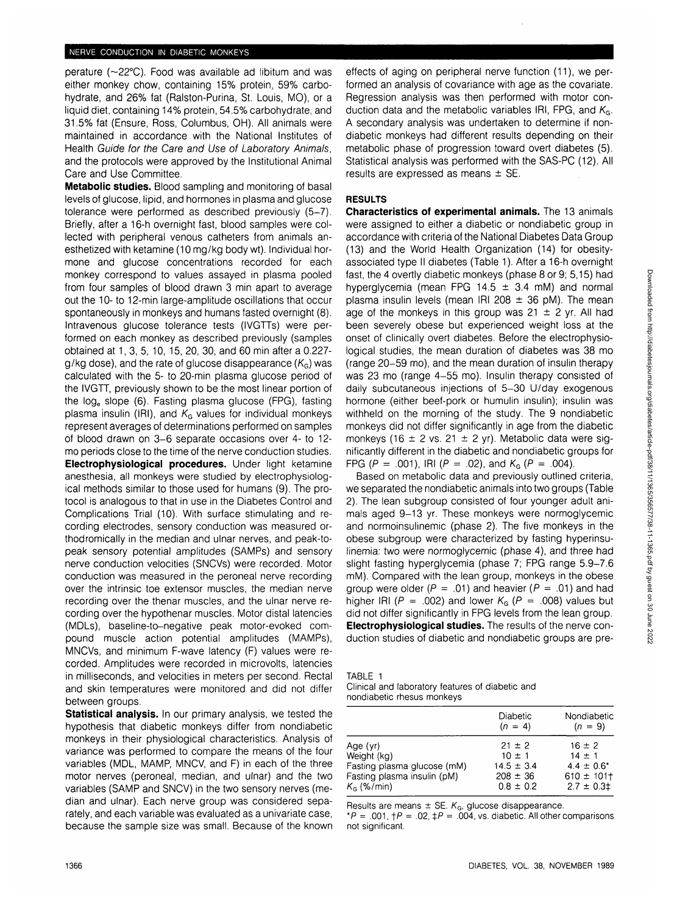perature (~22°C). Food was available ad libitum and was either monkey chow, containing 15% protein, 59% carbohydrate, and 26% fat (Ralston-Purina, St. Louis, MO), or a liquid diet, containing 14% protein, 54.5% carbohydrate, and 31.5% fat (Ensure, Ross, Columbus, OH). All animals were maintained in accordance with the National Institutes of Health *Guide for the Care and Use of Laboratory Animals*, and the protocols were approved by the Institutional Animal Care and Use Committee.

**Metabolic studies.** Blood sampling and monitoring of basal levels of glucose, lipid, and hormones in plasma and glucose tolerance were performed as described previously (5–7). Briefly, after a 16-h overnight fast, blood samples were collected with peripheral venous catheters from animals anesthetized with ketamine (10 mg/kg body wt). Individual hormone and glucose concentrations recorded for each monkey correspond to values assayed in plasma pooled from four samples of blood drawn 3 min apart to average out the 10- to 12-min large-amplitude oscillations that occur spontaneously in monkeys and humans fasted overnight (8). Intravenous glucose tolerance tests (IVGTTs) were performed on each monkey as described previously (samples obtained at 1, 3, 5, 10, 15, 20, 30, and 60 min after a 0.227-g/kg dose), and the rate of glucose disappearance ($K_G$) was calculated with the 5- to 20-min plasma glucose period of the IVGTT, previously shown to be the most linear portion of the $\log_e$ slope (6). Fasting plasma glucose (FPG), fasting plasma insulin (IRI), and $K_G$ values for individual monkeys represent averages of determinations performed on samples of blood drawn on 3–6 separate occasions over 4- to 12-mo periods close to the time of the nerve conduction studies.

**Electrophysiological procedures.** Under light ketamine anesthesia, all monkeys were studied by electrophysiological methods similar to those used for humans (9). The protocol is analogous to that in use in the Diabetes Control and Complications Trial (10). With surface stimulating and recording electrodes, sensory conduction was measured orthodromically in the median and ulnar nerves, and peak-to-peak sensory potential amplitudes (SAMPs) and sensory nerve conduction velocities (SNCVs) were recorded. Motor conduction was measured in the peroneal nerve recording over the intrinsic toe extensor muscles, the median nerve recording over the thenar muscles, and the ulnar nerve recording over the hypothenar muscles. Motor distal latencies (MDLs), baseline-to-negative peak motor-evoked compound muscle action potential amplitudes (MAMPs), MNCVs, and minimum F-wave latency (F) values were recorded. Amplitudes were recorded in microvolts, latencies in milliseconds, and velocities in meters per second. Rectal and skin temperatures were monitored and did not differ between groups.

**Statistical analysis.** In our primary analysis, we tested the hypothesis that diabetic monkeys differ from nondiabetic monkeys in their physiological characteristics. Analysis of variance was performed to compare the means of the four variables (MDL, MAMP, MNCV, and F) in each of the three motor nerves (peroneal, median, and ulnar) and the two variables (SAMP and SNCV) in the two sensory nerves (median and ulnar). Each nerve group was considered separately, and each variable was evaluated as a univariate case, because the sample size was small. Because of the known effects of aging on peripheral nerve function (11), we performed an analysis of covariance with age as the covariate. Regression analysis was then performed with motor conduction data and the metabolic variables IRI, FPG, and $K_G$. A secondary analysis was undertaken to determine if nondiabetic monkeys had different results depending on their metabolic phase of progression toward overt diabetes (5). Statistical analysis was performed with the SAS-PC (12). All results are expressed as means ± SE.

## RESULTS

**Characteristics of experimental animals.** The 13 animals were assigned to either a diabetic or nondiabetic group in accordance with criteria of the National Diabetes Data Group (13) and the World Health Organization (14) for obesity-associated type II diabetes (Table 1). After a 16-h overnight fast, the 4 overtly diabetic monkeys (phase 8 or 9; 5,15) had hyperglycemia (mean FPG 14.5 ± 3.4 mM) and normal plasma insulin levels (mean IRI 208 ± 36 pM). The mean age of the monkeys in this group was 21 ± 2 yr. All had been severely obese but experienced weight loss at the onset of clinically overt diabetes. Before the electrophysiological studies, the mean duration of diabetes was 38 mo (range 20–59 mo), and the mean duration of insulin therapy was 23 mo (range 4–55 mo). Insulin therapy consisted of daily subcutaneous injections of 5–30 U/day exogenous hormone (either beef-pork or humulin insulin); insulin was withheld on the morning of the study. The 9 nondiabetic monkeys did not differ significantly in age from the diabetic monkeys (16 ± 2 vs. 21 ± 2 yr). Metabolic data were significantly different in the diabetic and nondiabetic groups for FPG ($P$ = .001), IRI ($P$ = .02), and $K_G$ ($P$ = .004).

Based on metabolic data and previously outlined criteria, we separated the nondiabetic animals into two groups (Table 2). The lean subgroup consisted of four younger adult animals aged 9–13 yr. These monkeys were normoglycemic and normoinsulinemic (phase 2). The five monkeys in the obese subgroup were characterized by fasting hyperinsulinemia: two were normoglycemic (phase 4), and three had slight fasting hyperglycemia (phase 7; FPG range 5.9–7.6 mM). Compared with the lean group, monkeys in the obese group were older ($P$ = .01) and heavier ($P$ = .01) and had higher IRI ($P$ = .002) and lower $K_G$ ($P$ = .008) values but did not differ significantly in FPG levels from the lean group.

**Electrophysiological studies.** The results of the nerve conduction studies of diabetic and nondiabetic groups are pre-

TABLE 1
Clinical and laboratory features of diabetic and nondiabetic rhesus monkeys

| | Diabetic ($n$ = 4) | Nondiabetic ($n$ = 9) |
|---|---|---|
| Age (yr) | 21 ± 2 | 16 ± 2 |
| Weight (kg) | 10 ± 1 | 14 ± 1 |
| Fasting plasma glucose (mM) | 14.5 ± 3.4 | 4.4 ± 0.6* |
| Fasting plasma insulin (pM) | 208 ± 36 | 610 ± 101† |
| $K_G$ (%/min) | 0.8 ± 0.2 | 2.7 ± 0.3‡ |

Results are means ± SE. $K_G$, glucose disappearance.
*$P$ = .001, †$P$ = .02, ‡$P$ = .004, vs. diabetic. All other comparisons not significant.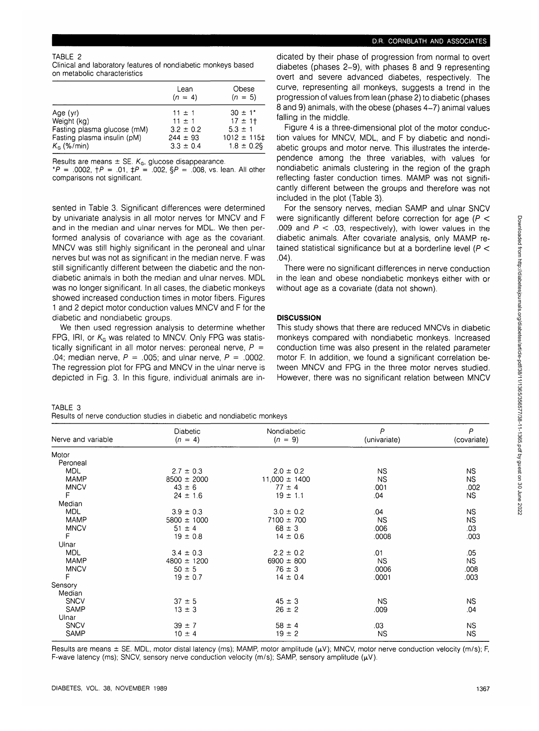TABLE 2
Clinical and laboratory features of nondiabetic monkeys based on metabolic characteristics

| | Lean ($n$ = 4) | Obese ($n$ = 5) |
|---|---|---|
| Age (yr) | 11 ± 1 | 30 ± 1* |
| Weight (kg) | 11 ± 1 | 17 ± 1† |
| Fasting plasma glucose (mM) | 3.2 ± 0.2 | 5.3 ± 1 |
| Fasting plasma insulin (pM) | 244 ± 93 | 1012 ± 115‡ |
| $K_G$ (%/min) | 3.3 ± 0.4 | 1.8 ± 0.2§ |

Results are means ± SE. $K_G$, glucose disappearance.
*$P$ = .0002, †$P$ = .01, ‡$P$ = .002, §$P$ = .008, vs. lean. All other comparisons not significant.

sented in Table 3. Significant differences were determined by univariate analysis in all motor nerves for MNCV and F and in the median and ulnar nerves for MDL. We then performed analysis of covariance with age as the covariant. MNCV was still highly significant in the peroneal and ulnar nerves but was not as significant in the median nerve. F was still significantly different between the diabetic and the nondiabetic animals in both the median and ulnar nerves. MDL was no longer significant. In all cases, the diabetic monkeys showed increased conduction times in motor fibers. Figures 1 and 2 depict motor conduction values MNCV and F for the diabetic and nondiabetic groups.

We then used regression analysis to determine whether FPG, IRI, or $K_G$ was related to MNCV. Only FPG was statistically significant in all motor nerves: peroneal nerve, $P$ = .04; median nerve, $P$ = .005; and ulnar nerve, $P$ = .0002. The regression plot for FPG and MNCV in the ulnar nerve is depicted in Fig. 3. In this figure, individual animals are indicated by their phase of progression from normal to overt diabetes (phases 2–9), with phases 8 and 9 representing overt and severe advanced diabetes, respectively. The curve, representing all monkeys, suggests a trend in the progression of values from lean (phase 2) to diabetic (phases 8 and 9) animals, with the obese (phases 4–7) animal values falling in the middle.

Figure 4 is a three-dimensional plot of the motor conduction values for MNCV, MDL, and F by diabetic and nondiabetic groups and motor nerve. This illustrates the interdependence among the three variables, with values for nondiabetic animals clustering in the region of the graph reflecting faster conduction times. MAMP was not significantly different between the groups and therefore was not included in the plot (Table 3).

For the sensory nerves, median SAMP and ulnar SNCV were significantly different before correction for age ($P$ < .009 and $P$ < .03, respectively), with lower values in the diabetic animals. After covariate analysis, only MAMP retained statistical significance but at a borderline level ($P$ < .04).

There were no significant differences in nerve conduction in the lean and obese nondiabetic monkeys either with or without age as a covariate (data not shown).

## DISCUSSION

This study shows that there are reduced MNCVs in diabetic monkeys compared with nondiabetic monkeys. Increased conduction time was also present in the related parameter motor F. In addition, we found a significant correlation between MNCV and FPG in the three motor nerves studied. However, there was no significant relation between MNCV

TABLE 3
Results of nerve conduction studies in diabetic and nondiabetic monkeys

| Nerve and variable | Diabetic ($n$ = 4) | Nondiabetic ($n$ = 9) | $P$ (univariate) | $P$ (covariate) |
|---|---|---|---|---|
| Motor | | | | |
| Peroneal | | | | |
| MDL | 2.7 ± 0.3 | 2.0 ± 0.2 | NS | NS |
| MAMP | 8500 ± 2000 | 11,000 ± 1400 | NS | NS |
| MNCV | 43 ± 6 | 77 ± 4 | .001 | .002 |
| F | 24 ± 1.6 | 19 ± 1.1 | .04 | NS |
| Median | | | | |
| MDL | 3.9 ± 0.3 | 3.0 ± 0.2 | .04 | NS |
| MAMP | 5800 ± 1000 | 7100 ± 700 | NS | NS |
| MNCV | 51 ± 4 | 68 ± 3 | .006 | .03 |
| F | 19 ± 0.8 | 14 ± 0.6 | .0008 | .003 |
| Ulnar | | | | |
| MDL | 3.4 ± 0.3 | 2.2 ± 0.2 | .01 | .05 |
| MAMP | 4800 ± 1200 | 6900 ± 800 | NS | NS |
| MNCV | 50 ± 5 | 76 ± 3 | .0006 | .008 |
| F | 19 ± 0.7 | 14 ± 0.4 | .0001 | .003 |
| Sensory | | | | |
| Median | | | | |
| SNCV | 37 ± 5 | 45 ± 3 | NS | NS |
| SAMP | 13 ± 3 | 26 ± 2 | .009 | .04 |
| Ulnar | | | | |
| SNCV | 39 ± 7 | 58 ± 4 | .03 | NS |
| SAMP | 10 ± 4 | 19 ± 2 | NS | NS |

Results are means ± SE. MDL, motor distal latency (ms); MAMP, motor amplitude (μV); MNCV, motor nerve conduction velocity (m/s); F, F-wave latency (ms); SNCV, sensory nerve conduction velocity (m/s); SAMP, sensory amplitude (μV).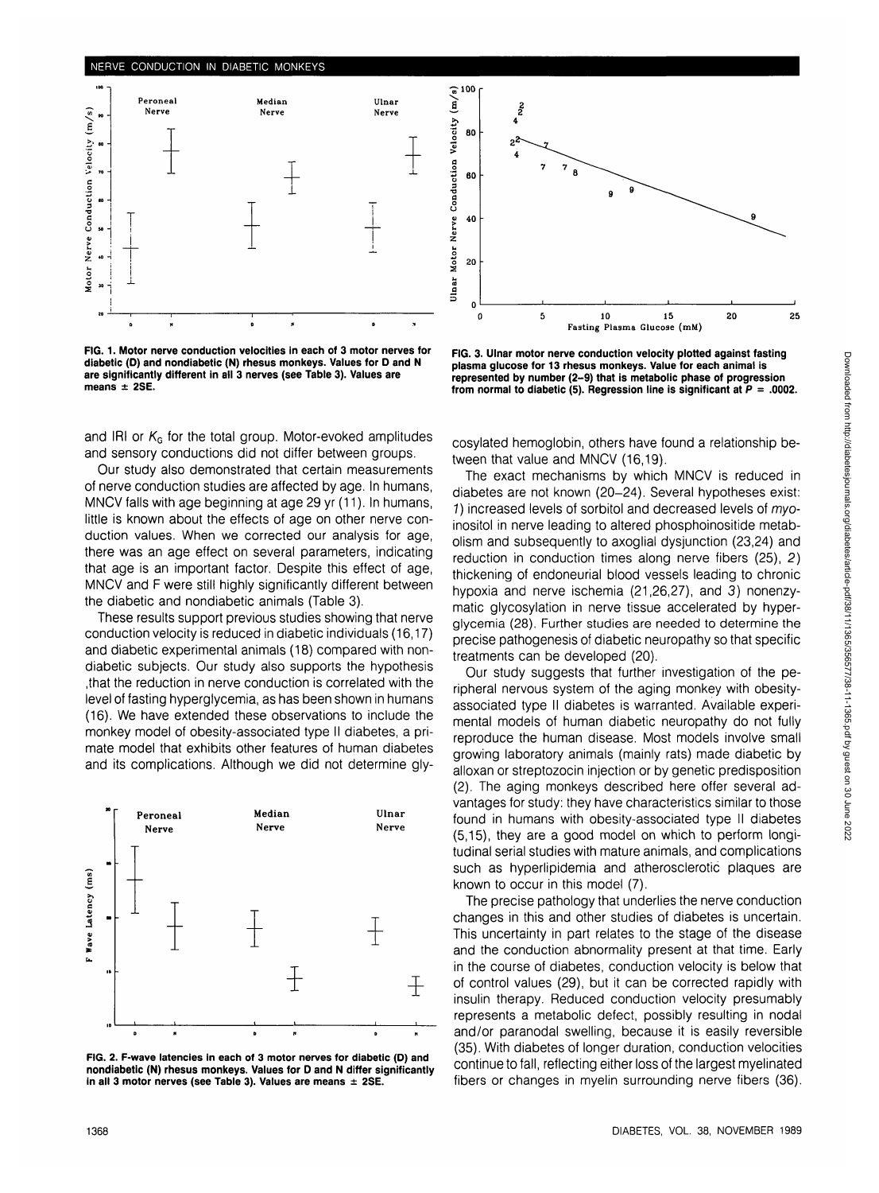FIG. 1. Motor nerve conduction velocities in each of 3 motor nerves for diabetic (D) and nondiabetic (N) rhesus monkeys. Values for D and N are significantly different in all 3 nerves (see Table 3). Values are means ± 2SE.

FIG. 3. Ulnar motor nerve conduction velocity plotted against fasting plasma glucose for 13 rhesus monkeys. Value for each animal is represented by number (2–9) that is metabolic phase of progression from normal to diabetic (5). Regression line is significant at $P = .0002$.

and IRI or $K_G$ for the total group. Motor-evoked amplitudes and sensory conductions did not differ between groups.

Our study also demonstrated that certain measurements of nerve conduction studies are affected by age. In humans, MNCV falls with age beginning at age 29 yr (11). In humans, little is known about the effects of age on other nerve conduction values. When we corrected our analysis for age, there was an age effect on several parameters, indicating that age is an important factor. Despite this effect of age, MNCV and F were still highly significantly different between the diabetic and nondiabetic animals (Table 3).

These results support previous studies showing that nerve conduction velocity is reduced in diabetic individuals (16,17) and diabetic experimental animals (18) compared with nondiabetic subjects. Our study also supports the hypothesis that the reduction in nerve conduction is correlated with the level of fasting hyperglycemia, as has been shown in humans (16). We have extended these observations to include the monkey model of obesity-associated type II diabetes, a primate model that exhibits other features of human diabetes and its complications. Although we did not determine glycosylated hemoglobin, others have found a relationship between that value and MNCV (16,19).

FIG. 2. F-wave latencies in each of 3 motor nerves for diabetic (D) and nondiabetic (N) rhesus monkeys. Values for D and N differ significantly in all 3 motor nerves (see Table 3). Values are means ± 2SE.

The exact mechanisms by which MNCV is reduced in diabetes are not known (20–24). Several hypotheses exist: *1*) increased levels of sorbitol and decreased levels of *myo*-inositol in nerve leading to altered phosphoinositide metabolism and subsequently to axoglial dysjunction (23,24) and reduction in conduction times along nerve fibers (25), *2*) thickening of endoneurial blood vessels leading to chronic hypoxia and nerve ischemia (21,26,27), and *3*) nonenzymatic glycosylation in nerve tissue accelerated by hyperglycemia (28). Further studies are needed to determine the precise pathogenesis of diabetic neuropathy so that specific treatments can be developed (20).

Our study suggests that further investigation of the peripheral nervous system of the aging monkey with obesity-associated type II diabetes is warranted. Available experimental models of human diabetic neuropathy do not fully reproduce the human disease. Most models involve small growing laboratory animals (mainly rats) made diabetic by alloxan or streptozocin injection or by genetic predisposition (2). The aging monkeys described here offer several advantages for study: they have characteristics similar to those found in humans with obesity-associated type II diabetes (5,15), they are a good model on which to perform longitudinal serial studies with mature animals, and complications such as hyperlipidemia and atherosclerotic plaques are known to occur in this model (7).

The precise pathology that underlies the nerve conduction changes in this and other studies of diabetes is uncertain. This uncertainty in part relates to the stage of the disease and the conduction abnormality present at that time. Early in the course of diabetes, conduction velocity is below that of control values (29), but it can be corrected rapidly with insulin therapy. Reduced conduction velocity presumably represents a metabolic defect, possibly resulting in nodal and/or paranodal swelling, because it is easily reversible (35). With diabetes of longer duration, conduction velocities continue to fall, reflecting either loss of the largest myelinated fibers or changes in myelin surrounding nerve fibers (36).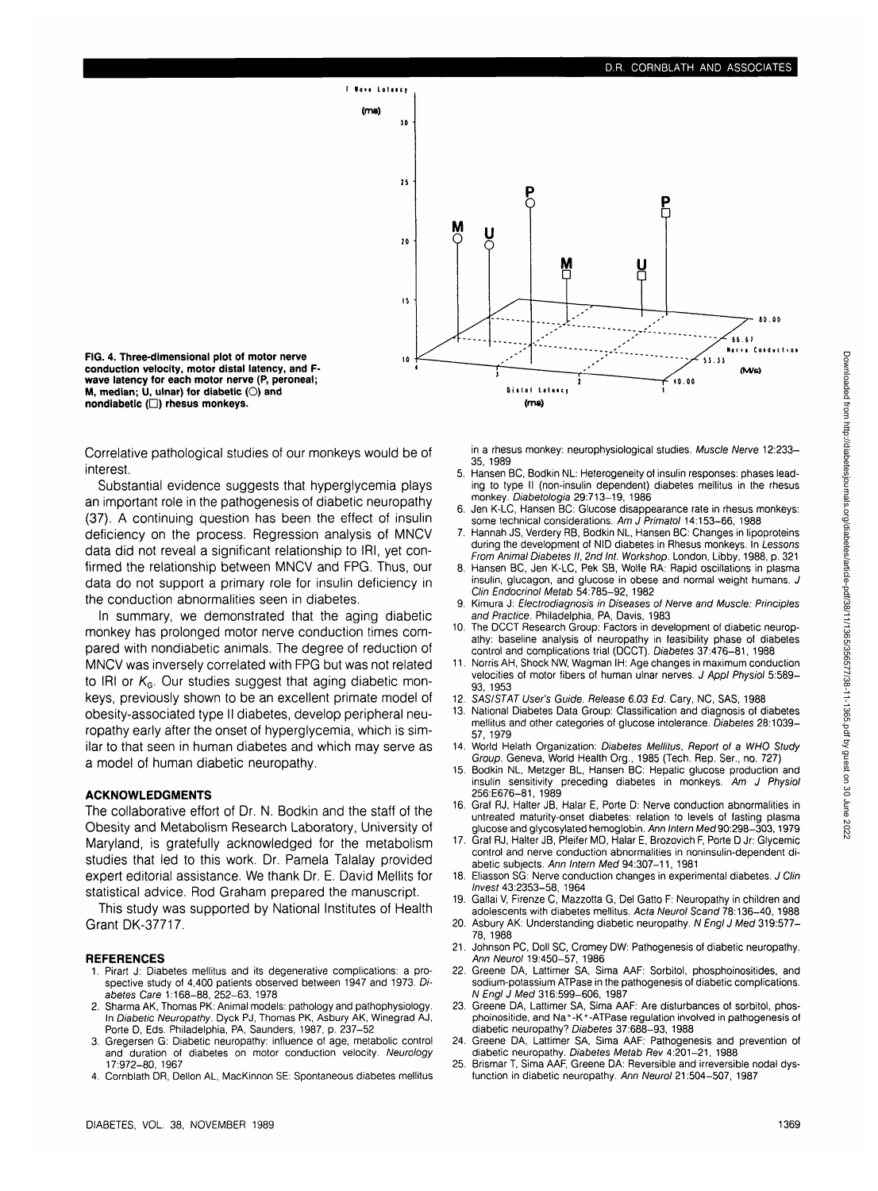FIG. 4. Three-dimensional plot of motor nerve conduction velocity, motor distal latency, and F-wave latency for each motor nerve (P, peroneal; M, median; U, ulnar) for diabetic (○) and nondiabetic (□) rhesus monkeys.

Correlative pathological studies of our monkeys would be of interest.

Substantial evidence suggests that hyperglycemia plays an important role in the pathogenesis of diabetic neuropathy (37). A continuing question has been the effect of insulin deficiency on the process. Regression analysis of MNCV data did not reveal a significant relationship to IRI, yet confirmed the relationship between MNCV and FPG. Thus, our data do not support a primary role for insulin deficiency in the conduction abnormalities seen in diabetes.

In summary, we demonstrated that the aging diabetic monkey has prolonged motor nerve conduction times compared with nondiabetic animals. The degree of reduction of MNCV was inversely correlated with FPG but was not related to IRI or $K_G$. Our studies suggest that aging diabetic monkeys, previously shown to be an excellent primate model of obesity-associated type II diabetes, develop peripheral neuropathy early after the onset of hyperglycemia, which is similar to that seen in human diabetes and which may serve as a model of human diabetic neuropathy.

## ACKNOWLEDGMENTS

The collaborative effort of Dr. N. Bodkin and the staff of the Obesity and Metabolism Research Laboratory, University of Maryland, is gratefully acknowledged for the metabolism studies that led to this work. Dr. Pamela Talalay provided expert editorial assistance. We thank Dr. E. David Mellits for statistical advice. Rod Graham prepared the manuscript.

This study was supported by National Institutes of Health Grant DK-37717.

## REFERENCES

1. Pirart J: Diabetes mellitus and its degenerative complications: a prospective study of 4,400 patients observed between 1947 and 1973. *Diabetes Care* 1:168–88, 252–63, 1978
2. Sharma AK, Thomas PK: Animal models: pathology and pathophysiology. In *Diabetic Neuropathy*. Dyck PJ, Thomas PK, Asbury AK, Winegrad AJ, Porte D, Eds. Philadelphia, PA, Saunders, 1987, p. 237–52
3. Gregersen G: Diabetic neuropathy: influence of age, metabolic control and duration of diabetes on motor conduction velocity. *Neurology* 17:972–80, 1967
4. Cornblath DR, Dellon AL, MacKinnon SE: Spontaneous diabetes mellitus in a rhesus monkey: neurophysiological studies. *Muscle Nerve* 12:233–35, 1989
5. Hansen BC, Bodkin NL: Heterogeneity of insulin responses: phases leading to type II (non-insulin dependent) diabetes mellitus in the rhesus monkey. *Diabetologia* 29:713–19, 1986
6. Jen K-LC, Hansen BC: Glucose disappearance rate in rhesus monkeys: some technical considerations. *Am J Primatol* 14:153–66, 1988
7. Hannah JS, Verdery RB, Bodkin NL, Hansen BC: Changes in lipoproteins during the development of NID diabetes in Rhesus monkeys. In *Lessons From Animal Diabetes II, 2nd Int. Workshop*. London, Libby, 1988, p. 321
8. Hansen BC, Jen K-LC, Pek SB, Wolfe RA: Rapid oscillations in plasma insulin, glucagon, and glucose in obese and normal weight humans. *J Clin Endocrinol Metab* 54:785–92, 1982
9. Kimura J: *Electrodiagnosis in Diseases of Nerve and Muscle: Principles and Practice*. Philadelphia, PA, Davis, 1983
10. The DCCT Research Group: Factors in development of diabetic neuropathy: baseline analysis of neuropathy in feasibility phase of diabetes control and complications trial (DCCT). *Diabetes* 37:476–81, 1988
11. Norris AH, Shock NW, Wagman IH: Age changes in maximum conduction velocities of motor fibers of human ulnar nerves. *J Appl Physiol* 5:589–93, 1953
12. *SAS/STAT User's Guide. Release 6.03 Ed.* Cary, NC, SAS, 1988
13. National Diabetes Data Group: Classification and diagnosis of diabetes mellitus and other categories of glucose intolerance. *Diabetes* 28:1039–57, 1979
14. World Helath Organization: *Diabetes Mellitus, Report of a WHO Study Group.* Geneva, World Health Org., 1985 (Tech. Rep. Ser., no. 727)
15. Bodkin NL, Metzger BL, Hansen BC: Hepatic glucose production and insulin sensitivity preceding diabetes in monkeys. *Am J Physiol* 256:E676–81, 1989
16. Graf RJ, Halter JB, Halar E, Porte D: Nerve conduction abnormalities in untreated maturity-onset diabetes: relation to levels of fasting plasma glucose and glycosylated hemoglobin. *Ann Intern Med* 90:298–303, 1979
17. Graf RJ, Halter JB, Pfeifer MD, Halar E, Brozovich F, Porte D Jr: Glycemic control and nerve conduction abnormalities in noninsulin-dependent diabetic subjects. *Ann Intern Med* 94:307–11, 1981
18. Eliasson SG: Nerve conduction changes in experimental diabetes. *J Clin Invest* 43:2353–58, 1964
19. Gallai V, Firenze C, Mazzotta G, Del Gatto F: Neuropathy in children and adolescents with diabetes mellitus. *Acta Neurol Scand* 78:136–40, 1988
20. Asbury AK: Understanding diabetic neuropathy. *N Engl J Med* 319:577–78, 1988
21. Johnson PC, Doll SC, Cromey DW: Pathogenesis of diabetic neuropathy. *Ann Neurol* 19:450–57, 1986
22. Greene DA, Lattimer SA, Sima AAF: Sorbitol, phosphoinositides, and sodium-potassium ATPase in the pathogenesis of diabetic complications. *N Engl J Med* 316:599–606, 1987
23. Greene DA, Lattimer SA, Sima AAF: Are disturbances of sorbitol, phosphoinositide, and $Na^+$-$K^+$-ATPase regulation involved in pathogenesis of diabetic neuropathy? *Diabetes* 37:688–93, 1988
24. Greene DA, Lattimer SA, Sima AAF: Pathogenesis and prevention of diabetic neuropathy. *Diabetes Metab Rev* 4:201–21, 1988
25. Brismar T, Sima AAF, Greene DA: Reversible and irreversible nodal dysfunction in diabetic neuropathy. *Ann Neurol* 21:504–507, 1987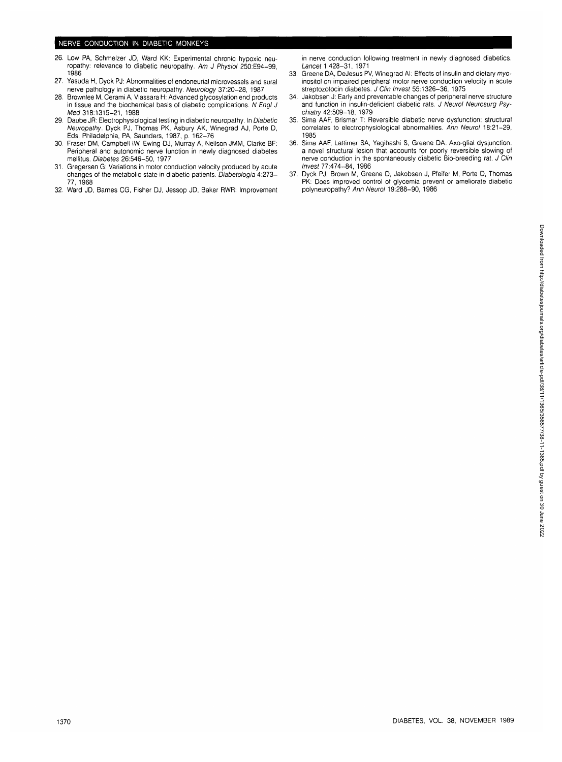26. Low PA, Schmelzer JD, Ward KK: Experimental chronic hypoxic neuropathy: relevance to diabetic neuropathy. *Am J Physiol* 250:E94–99, 1986
27. Yasuda H, Dyck PJ: Abnormalities of endoneurial microvessels and sural nerve pathology in diabetic neuropathy. *Neurology* 37:20–28, 1987
28. Brownlee M, Cerami A, Vlassara H: Advanced glycosylation end products in tissue and the biochemical basis of diabetic complications. *N Engl J Med* 318:1315–21, 1988
29. Daube JR: Electrophysiological testing in diabetic neuropathy. In *Diabetic Neuropathy*. Dyck PJ, Thomas PK, Asbury AK, Winegrad AJ, Porte D, Eds. Philadelphia, PA, Saunders, 1987, p. 162–76
30. Fraser DM, Campbell IW, Ewing DJ, Murray A, Neilson JMM, Clarke BF: Peripheral and autonomic nerve function in newly diagnosed diabetes mellitus. *Diabetes* 26:546–50, 1977
31. Gregersen G: Variations in motor conduction velocity produced by acute changes of the metabolic state in diabetic patients. *Diabetologia* 4:273–77, 1968
32. Ward JD, Barnes CG, Fisher DJ, Jessop JD, Baker RWR: Improvement in nerve conduction following treatment in newly diagnosed diabetics. *Lancet* 1:428–31, 1971
33. Greene DA, DeJesus PV, Winegrad AI: Effects of insulin and dietary *myo*-inositol on impaired peripheral motor nerve conduction velocity in acute streptozotocin diabetes. *J Clin Invest* 55:1326–36, 1975
34. Jakobsen J: Early and preventable changes of peripheral nerve structure and function in insulin-deficient diabetic rats. *J Neurol Neurosurg Psychiatry* 42:509–18, 1979
35. Sima AAF, Brismar T: Reversible diabetic nerve dysfunction: structural correlates to electrophysiological abnormalities. *Ann Neurol* 18:21–29, 1985
36. Sima AAF, Lattimer SA, Yagihashi S, Greene DA: Axo-glial dysjunction: a novel structural lesion that accounts for poorly reversible slowing of nerve conduction in the spontaneously diabetic Bio-breeding rat. *J Clin Invest* 77:474–84, 1986
37. Dyck PJ, Brown M, Greene D, Jakobsen J, Pfeifer M, Porte D, Thomas PK: Does improved control of glycemia prevent or ameliorate diabetic polyneuropathy? *Ann Neurol* 19:288–90, 1986